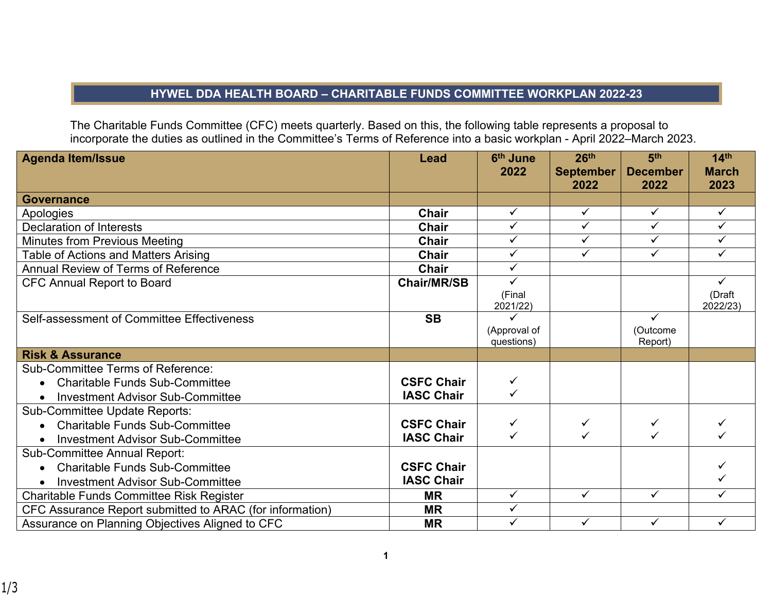# HYWEL DDA HEALTH BOARD – CHARITABLE FUNDS COMMITTEE WORKPLAN 2022-23

The Charitable Funds Committee (CFC) meets quarterly. Based on this, the following table represents a proposal to incorporate the duties as outlined in the Committee's Terms of Reference into a basic workplan - April 2022–March 2023.

| Agenda Item/Issue | Lead | 6th June 2022 | 26th September 2022 | 5th December 2022 | 14th March 2023 |
|---|---|---|---|---|---|
| **Governance** | | | | | |
| Apologies | **Chair** | ✓ | ✓ | ✓ | ✓ |
| Declaration of Interests | **Chair** | ✓ | ✓ | ✓ | ✓ |
| Minutes from Previous Meeting | **Chair** | ✓ | ✓ | ✓ | ✓ |
| Table of Actions and Matters Arising | **Chair** | ✓ | ✓ | ✓ | ✓ |
| Annual Review of Terms of Reference | **Chair** | ✓ | | | |
| CFC Annual Report to Board | **Chair/MR/SB** | ✓ (Final 2021/22) | | | ✓ (Draft 2022/23) |
| Self-assessment of Committee Effectiveness | **SB** | ✓ (Approval of questions) | | ✓ (Outcome Report) | |
| **Risk & Assurance** | | | | | |
| Sub-Committee Terms of Reference: • Charitable Funds Sub-Committee • Investment Advisor Sub-Committee | **CSFC Chair** **IASC Chair** | ✓ ✓ | | | |
| Sub-Committee Update Reports: • Charitable Funds Sub-Committee • Investment Advisor Sub-Committee | **CSFC Chair** **IASC Chair** | ✓ ✓ | ✓ ✓ | ✓ ✓ | ✓ ✓ |
| Sub-Committee Annual Report: • Charitable Funds Sub-Committee • Investment Advisor Sub-Committee | **CSFC Chair** **IASC Chair** | | | | ✓ ✓ |
| Charitable Funds Committee Risk Register | **MR** | ✓ | ✓ | ✓ | ✓ |
| CFC Assurance Report submitted to ARAC (for information) | **MR** | ✓ | | | |
| Assurance on Planning Objectives Aligned to CFC | **MR** | ✓ | ✓ | ✓ | ✓ |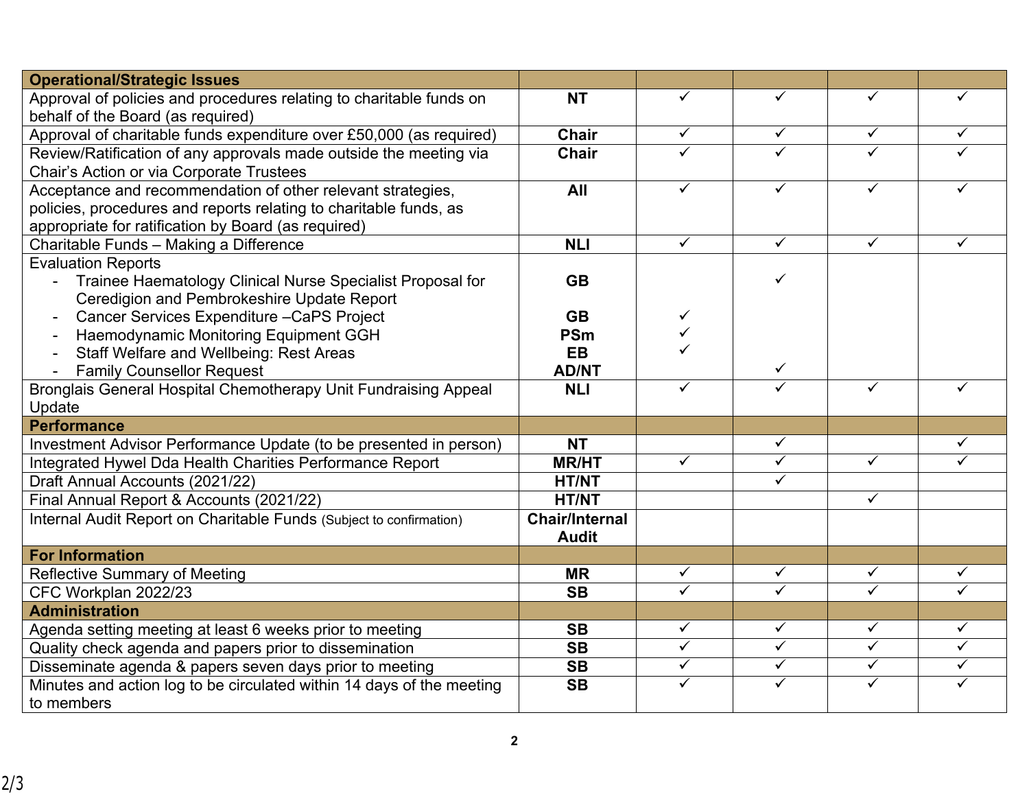| **Operational/Strategic Issues** | | | | | |
|---|---|---|---|---|---|
| Approval of policies and procedures relating to charitable funds on behalf of the Board (as required) | **NT** | ✓ | ✓ | ✓ | ✓ |
| Approval of charitable funds expenditure over £50,000 (as required) | **Chair** | ✓ | ✓ | ✓ | ✓ |
| Review/Ratification of any approvals made outside the meeting via Chair's Action or via Corporate Trustees | **Chair** | ✓ | ✓ | ✓ | ✓ |
| Acceptance and recommendation of other relevant strategies, policies, procedures and reports relating to charitable funds, as appropriate for ratification by Board (as required) | **All** | ✓ | ✓ | ✓ | ✓ |
| Charitable Funds – Making a Difference | **NLl** | ✓ | ✓ | ✓ | ✓ |
| Evaluation Reports | | | | | |
| - Trainee Haematology Clinical Nurse Specialist Proposal for Ceredigion and Pembrokeshire Update Report | **GB** | | ✓ | | |
| - Cancer Services Expenditure –CaPS Project | **GB** | ✓ | | | |
| - Haemodynamic Monitoring Equipment GGH | **PSm** | ✓ | | | |
| - Staff Welfare and Wellbeing: Rest Areas | **EB** | ✓ | | | |
| - Family Counsellor Request | **AD/NT** | | ✓ | | |
| Bronglais General Hospital Chemotherapy Unit Fundraising Appeal Update | **NLl** | ✓ | ✓ | ✓ | ✓ |
| **Performance** | | | | | |
| Investment Advisor Performance Update (to be presented in person) | **NT** | | ✓ | | ✓ |
| Integrated Hywel Dda Health Charities Performance Report | **MR/HT** | ✓ | ✓ | ✓ | ✓ |
| Draft Annual Accounts (2021/22) | **HT/NT** | | ✓ | | |
| Final Annual Report & Accounts (2021/22) | **HT/NT** | | | ✓ | |
| Internal Audit Report on Charitable Funds (Subject to confirmation) | **Chair/Internal Audit** | | | | |
| **For Information** | | | | | |
| Reflective Summary of Meeting | **MR** | ✓ | ✓ | ✓ | ✓ |
| CFC Workplan 2022/23 | **SB** | ✓ | ✓ | ✓ | ✓ |
| **Administration** | | | | | |
| Agenda setting meeting at least 6 weeks prior to meeting | **SB** | ✓ | ✓ | ✓ | ✓ |
| Quality check agenda and papers prior to dissemination | **SB** | ✓ | ✓ | ✓ | ✓ |
| Disseminate agenda & papers seven days prior to meeting | **SB** | ✓ | ✓ | ✓ | ✓ |
| Minutes and action log to be circulated within 14 days of the meeting to members | **SB** | ✓ | ✓ | ✓ | ✓ |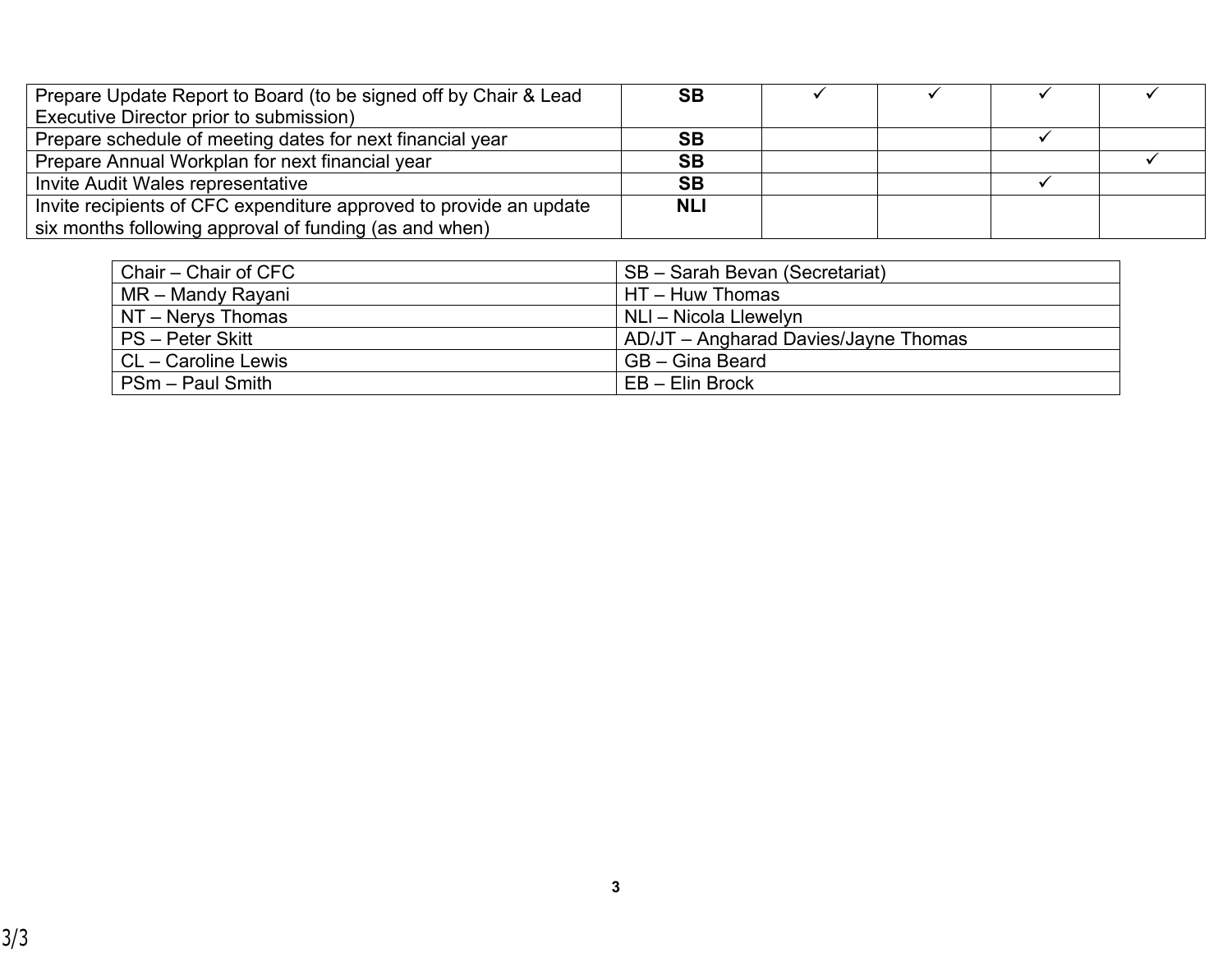| | | | | | |
|---|---|---|---|---|---|
| Prepare Update Report to Board (to be signed off by Chair & Lead Executive Director prior to submission) | **SB** | ✓ | ✓ | ✓ | ✓ |
| Prepare schedule of meeting dates for next financial year | **SB** | | | ✓ | |
| Prepare Annual Workplan for next financial year | **SB** | | | | ✓ |
| Invite Audit Wales representative | **SB** | | | ✓ | |
| Invite recipients of CFC expenditure approved to provide an update six months following approval of funding (as and when) | **NLl** | | | | |

| | |
|---|---|
| Chair – Chair of CFC | SB – Sarah Bevan (Secretariat) |
| MR – Mandy Rayani | HT – Huw Thomas |
| NT – Nerys Thomas | NLl – Nicola Llewelyn |
| PS – Peter Skitt | AD/JT – Angharad Davies/Jayne Thomas |
| CL – Caroline Lewis | GB – Gina Beard |
| PSm – Paul Smith | EB – Elin Brock |